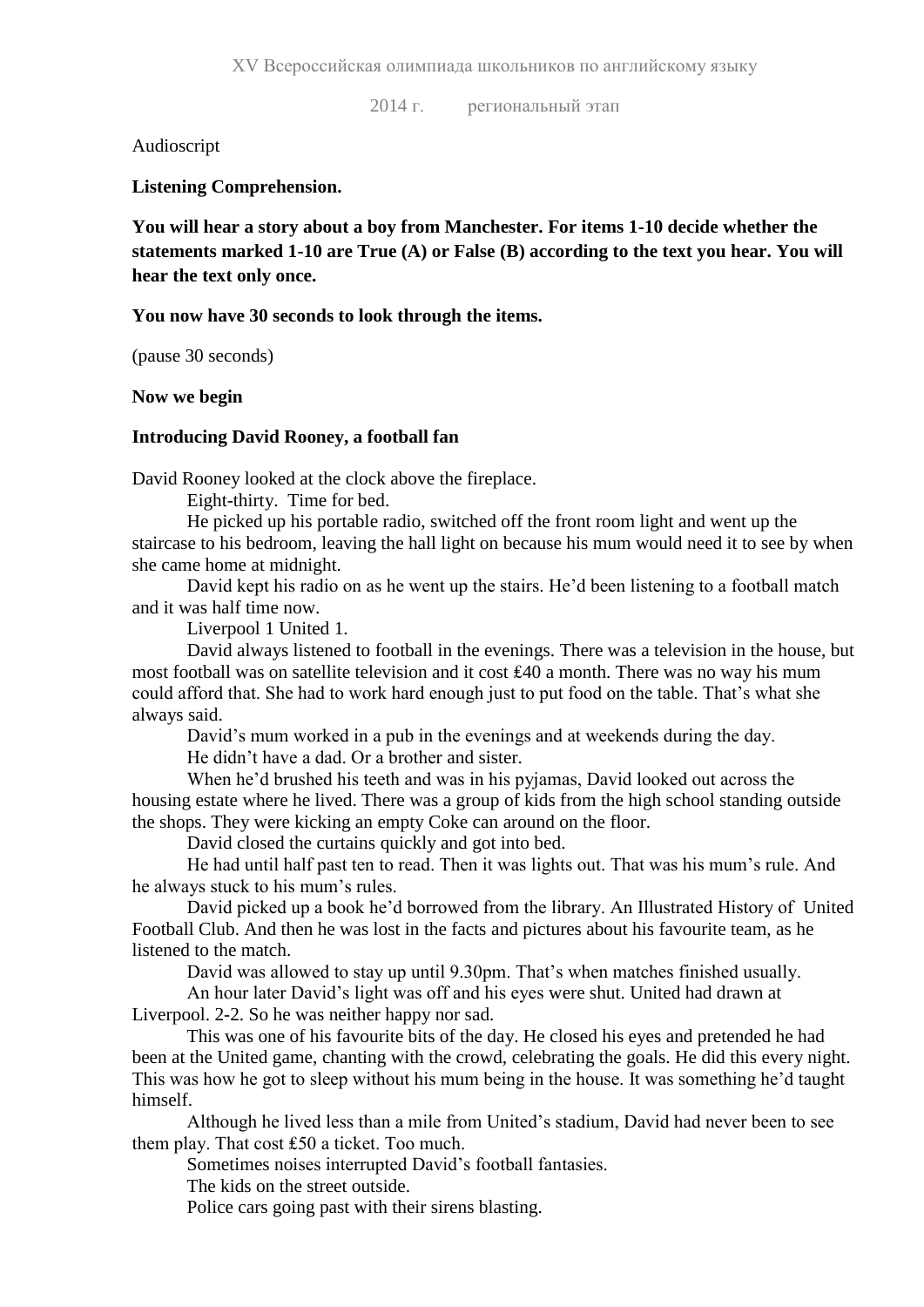XV Всероссийская олимпиада школьников по английскому языку

2014 г. региональный этап

Audioscript

**Listening Comprehension.**

**You will hear a story about a boy from Manchester. For items 1-10 decide whether the statements marked 1-10 are True (A) or False (B) according to the text you hear. You will hear the text only once.**

**You now have 30 seconds to look through the items.**

(pause 30 seconds)

**Now we begin**

**Introducing David Rooney, a football fan**

David Rooney looked at the clock above the fireplace.

Eight-thirty. Time for bed.

He picked up his portable radio, switched off the front room light and went up the staircase to his bedroom, leaving the hall light on because his mum would need it to see by when she came home at midnight.

David kept his radio on as he went up the stairs. He'd been listening to a football match and it was half time now.

Liverpool 1 United 1.

David always listened to football in the evenings. There was a television in the house, but most football was on satellite television and it cost ₤40 a month. There was no way his mum could afford that. She had to work hard enough just to put food on the table. That's what she always said.

David's mum worked in a pub in the evenings and at weekends during the day.

He didn't have a dad. Or a brother and sister.

When he'd brushed his teeth and was in his pyjamas, David looked out across the housing estate where he lived. There was a group of kids from the high school standing outside the shops. They were kicking an empty Coke can around on the floor.

David closed the curtains quickly and got into bed.

He had until half past ten to read. Then it was lights out. That was his mum's rule. And he always stuck to his mum's rules.

David picked up a book he'd borrowed from the library. An Illustrated History of United Football Club. And then he was lost in the facts and pictures about his favourite team, as he listened to the match.

David was allowed to stay up until 9.30pm. That's when matches finished usually.

An hour later David's light was off and his eyes were shut. United had drawn at Liverpool. 2-2. So he was neither happy nor sad.

This was one of his favourite bits of the day. He closed his eyes and pretended he had been at the United game, chanting with the crowd, celebrating the goals. He did this every night. This was how he got to sleep without his mum being in the house. It was something he'd taught himself.

Although he lived less than a mile from United's stadium, David had never been to see them play. That cost ₤50 a ticket. Too much.

Sometimes noises interrupted David's football fantasies.

The kids on the street outside.

Police cars going past with their sirens blasting.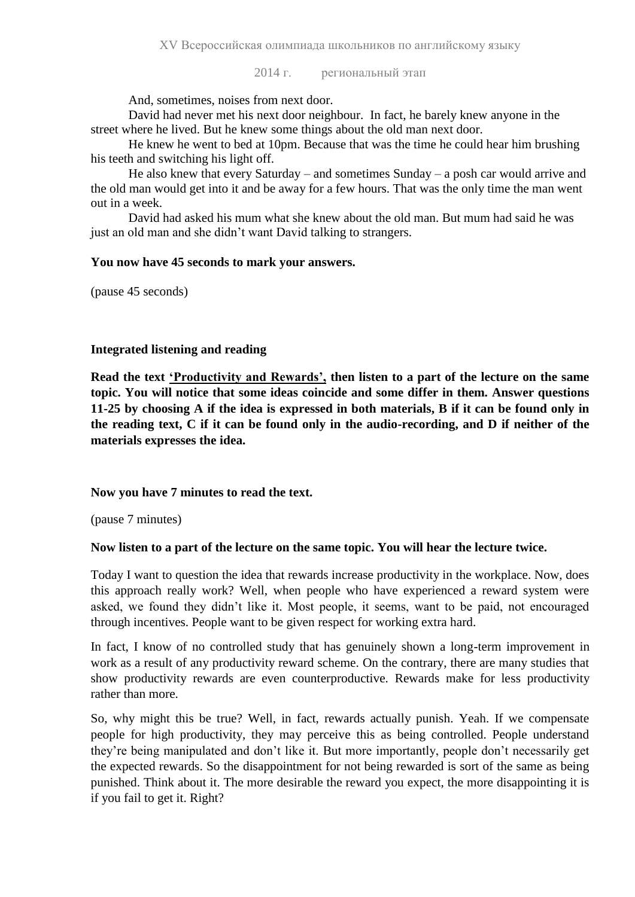And, sometimes, noises from next door.

David had never met his next door neighbour. In fact, he barely knew anyone in the street where he lived. But he knew some things about the old man next door.

He knew he went to bed at 10pm. Because that was the time he could hear him brushing his teeth and switching his light off.

He also knew that every Saturday – and sometimes Sunday – a posh car would arrive and the old man would get into it and be away for a few hours. That was the only time the man went out in a week.

David had asked his mum what she knew about the old man. But mum had said he was just an old man and she didn't want David talking to strangers.

**You now have 45 seconds to mark your answers.**

(pause 45 seconds)

**Integrated listening and reading**

**Read the text <u>'Productivity and Rewards'</u>, then listen to a part of the lecture on the same topic. You will notice that some ideas coincide and some differ in them. Answer questions 11-25 by choosing A if the idea is expressed in both materials, B if it can be found only in the reading text, C if it can be found only in the audio-recording, and D if neither of the materials expresses the idea.**

**Now you have 7 minutes to read the text.**

(pause 7 minutes)

**Now listen to a part of the lecture on the same topic. You will hear the lecture twice.**

Today I want to question the idea that rewards increase productivity in the workplace. Now, does this approach really work? Well, when people who have experienced a reward system were asked, we found they didn't like it. Most people, it seems, want to be paid, not encouraged through incentives. People want to be given respect for working extra hard.

In fact, I know of no controlled study that has genuinely shown a long-term improvement in work as a result of any productivity reward scheme. On the contrary, there are many studies that show productivity rewards are even counterproductive. Rewards make for less productivity rather than more.

So, why might this be true? Well, in fact, rewards actually punish. Yeah. If we compensate people for high productivity, they may perceive this as being controlled. People understand they're being manipulated and don't like it. But more importantly, people don't necessarily get the expected rewards. So the disappointment for not being rewarded is sort of the same as being punished. Think about it. The more desirable the reward you expect, the more disappointing it is if you fail to get it. Right?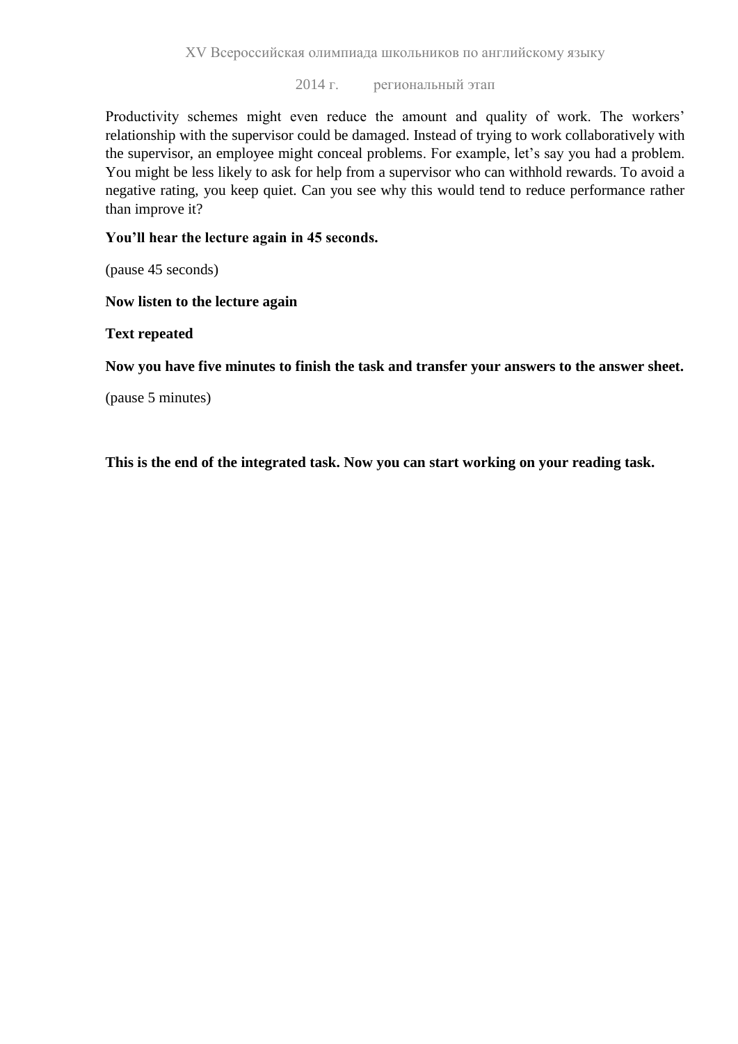Productivity schemes might even reduce the amount and quality of work. The workers' relationship with the supervisor could be damaged. Instead of trying to work collaboratively with the supervisor, an employee might conceal problems. For example, let's say you had a problem. You might be less likely to ask for help from a supervisor who can withhold rewards. To avoid a negative rating, you keep quiet. Can you see why this would tend to reduce performance rather than improve it?

**You'll hear the lecture again in 45 seconds.**

(pause 45 seconds)

**Now listen to the lecture again**

**Text repeated**

**Now you have five minutes to finish the task and transfer your answers to the answer sheet.**

(pause 5 minutes)

**This is the end of the integrated task. Now you can start working on your reading task.**